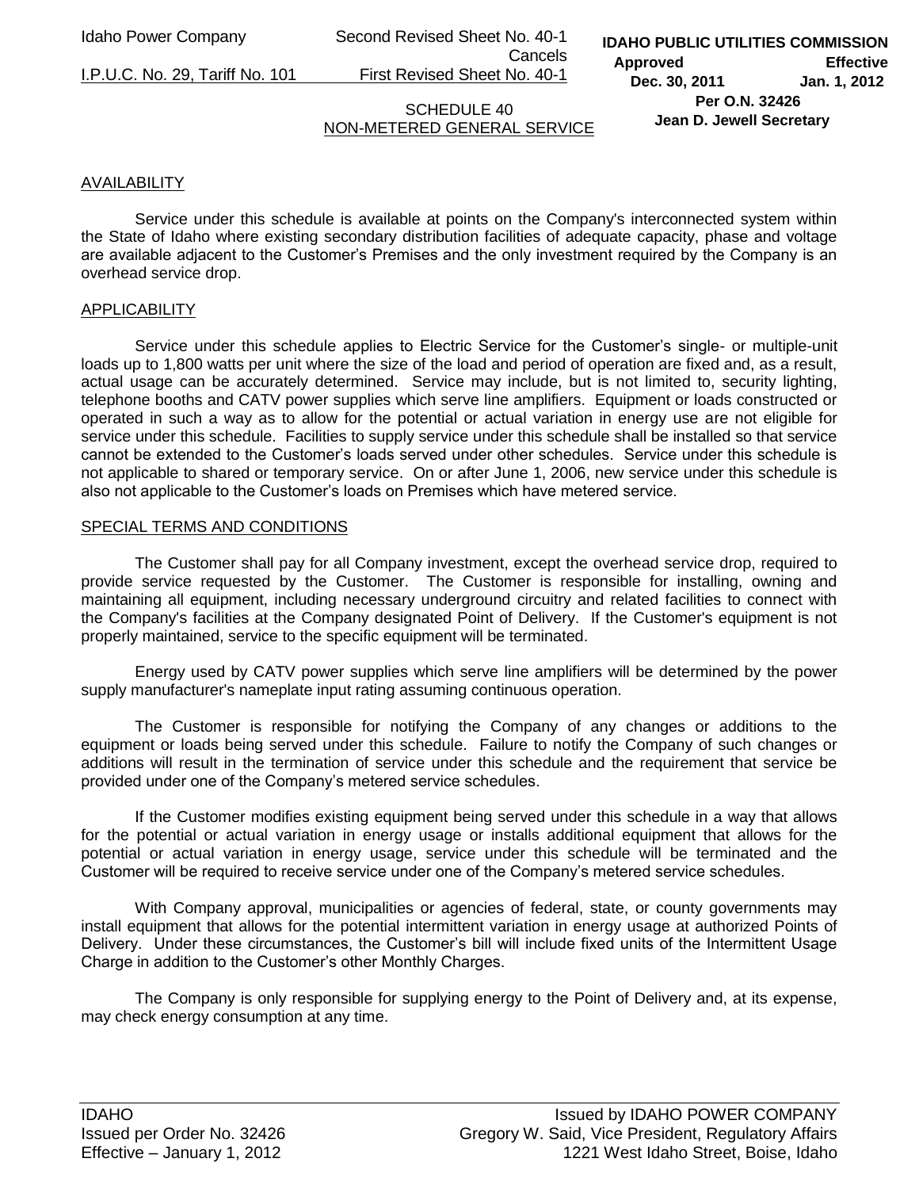Idaho Power Company — Second Revised Sheet No. 40-1, Cancels First Revised Sheet No. 40-1
I.P.U.C. No. 29, Tariff No. 101

IDAHO PUBLIC UTILITIES COMMISSION
Approved Dec. 30, 2011 — Effective Jan. 1, 2012
Per O.N. 32426
Jean D. Jewell Secretary

# SCHEDULE 40
## NON-METERED GENERAL SERVICE

### AVAILABILITY

Service under this schedule is available at points on the Company's interconnected system within the State of Idaho where existing secondary distribution facilities of adequate capacity, phase and voltage are available adjacent to the Customer's Premises and the only investment required by the Company is an overhead service drop.

### APPLICABILITY

Service under this schedule applies to Electric Service for the Customer's single- or multiple-unit loads up to 1,800 watts per unit where the size of the load and period of operation are fixed and, as a result, actual usage can be accurately determined. Service may include, but is not limited to, security lighting, telephone booths and CATV power supplies which serve line amplifiers. Equipment or loads constructed or operated in such a way as to allow for the potential or actual variation in energy use are not eligible for service under this schedule. Facilities to supply service under this schedule shall be installed so that service cannot be extended to the Customer's loads served under other schedules. Service under this schedule is not applicable to shared or temporary service. On or after June 1, 2006, new service under this schedule is also not applicable to the Customer's loads on Premises which have metered service.

### SPECIAL TERMS AND CONDITIONS

The Customer shall pay for all Company investment, except the overhead service drop, required to provide service requested by the Customer. The Customer is responsible for installing, owning and maintaining all equipment, including necessary underground circuitry and related facilities to connect with the Company's facilities at the Company designated Point of Delivery. If the Customer's equipment is not properly maintained, service to the specific equipment will be terminated.

Energy used by CATV power supplies which serve line amplifiers will be determined by the power supply manufacturer's nameplate input rating assuming continuous operation.

The Customer is responsible for notifying the Company of any changes or additions to the equipment or loads being served under this schedule. Failure to notify the Company of such changes or additions will result in the termination of service under this schedule and the requirement that service be provided under one of the Company's metered service schedules.

If the Customer modifies existing equipment being served under this schedule in a way that allows for the potential or actual variation in energy usage or installs additional equipment that allows for the potential or actual variation in energy usage, service under this schedule will be terminated and the Customer will be required to receive service under one of the Company's metered service schedules.

With Company approval, municipalities or agencies of federal, state, or county governments may install equipment that allows for the potential intermittent variation in energy usage at authorized Points of Delivery. Under these circumstances, the Customer's bill will include fixed units of the Intermittent Usage Charge in addition to the Customer's other Monthly Charges.

The Company is only responsible for supplying energy to the Point of Delivery and, at its expense, may check energy consumption at any time.

IDAHO
Issued per Order No. 32426
Effective – January 1, 2012

Issued by IDAHO POWER COMPANY
Gregory W. Said, Vice President, Regulatory Affairs
1221 West Idaho Street, Boise, Idaho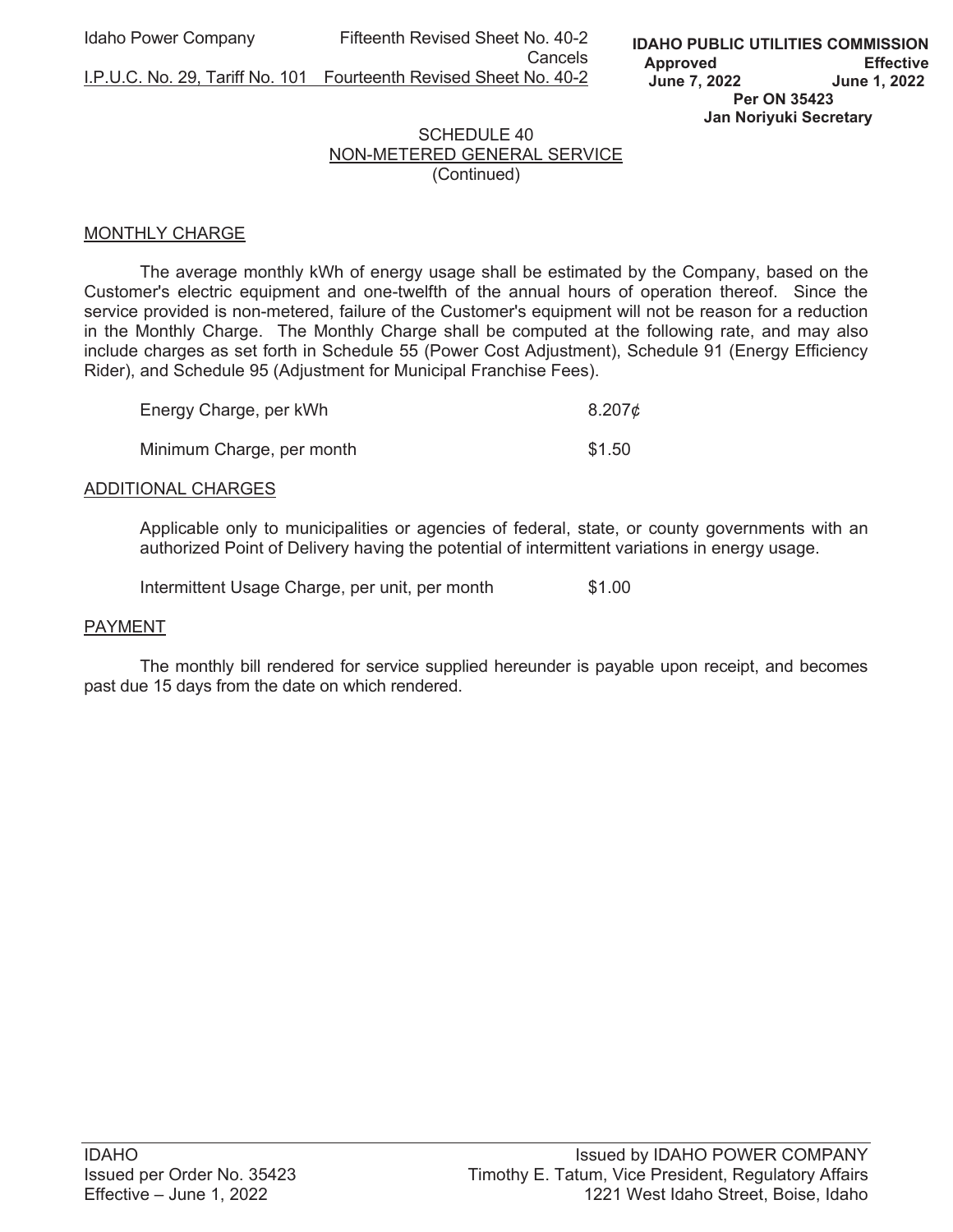# SCHEDULE 40
## NON-METERED GENERAL SERVICE
(Continued)

### MONTHLY CHARGE

The average monthly kWh of energy usage shall be estimated by the Company, based on the Customer's electric equipment and one-twelfth of the annual hours of operation thereof. Since the service provided is non-metered, failure of the Customer's equipment will not be reason for a reduction in the Monthly Charge. The Monthly Charge shall be computed at the following rate, and may also include charges as set forth in Schedule 55 (Power Cost Adjustment), Schedule 91 (Energy Efficiency Rider), and Schedule 95 (Adjustment for Municipal Franchise Fees).

| | |
|---|---|
| Energy Charge, per kWh | 8.207¢ |
| Minimum Charge, per month | $1.50 |

### ADDITIONAL CHARGES

Applicable only to municipalities or agencies of federal, state, or county governments with an authorized Point of Delivery having the potential of intermittent variations in energy usage.

| | |
|---|---|
| Intermittent Usage Charge, per unit, per month | $1.00 |

### PAYMENT

The monthly bill rendered for service supplied hereunder is payable upon receipt, and becomes past due 15 days from the date on which rendered.